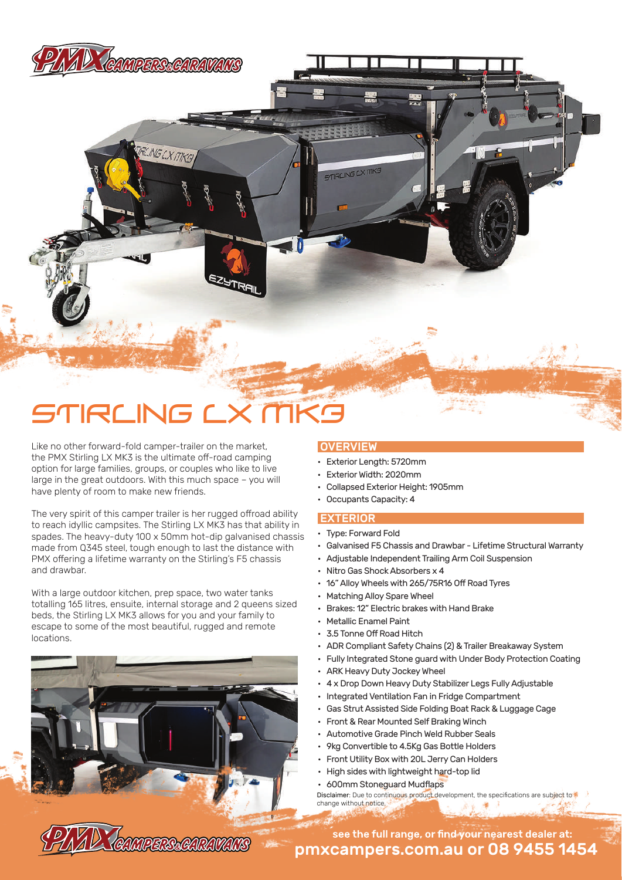# STIRLING LX MK3

Like no other forward-fold camper-trailer on the market, the PMX Stirling LX MK3 is the ultimate off-road camping option for large families, groups, or couples who like to live large in the great outdoors. With this much space – you will have plenty of room to make new friends.

The very spirit of this camper trailer is her rugged offroad ability to reach idyllic campsites. The Stirling LX MK3 has that ability in spades. The heavy-duty 100 x 50mm hot-dip galvanised chassis made from Q345 steel, tough enough to last the distance with PMX offering a lifetime warranty on the Stirling's F5 chassis and drawbar.

With a large outdoor kitchen, prep space, two water tanks totalling 165 litres, ensuite, internal storage and 2 queens sized beds, the Stirling LX MK3 allows for you and your family to escape to some of the most beautiful, rugged and remote locations.

## OVERVIEW

- Exterior Length: 5720mm
- Exterior Width: 2020mm
- Collapsed Exterior Height: 1905mm
- Occupants Capacity: 4

## EXTERIOR

- Type: Forward Fold
- Galvanised F5 Chassis and Drawbar - Lifetime Structural Warranty
- Adjustable Independent Trailing Arm Coil Suspension
- Nitro Gas Shock Absorbers x 4
- 16" Alloy Wheels with 265/75R16 Off Road Tyres
- Matching Alloy Spare Wheel
- Brakes: 12" Electric brakes with Hand Brake
- Metallic Enamel Paint
- 3.5 Tonne Off Road Hitch
- ADR Compliant Safety Chains (2) & Trailer Breakaway System
- Fully Integrated Stone guard with Under Body Protection Coating
- ARK Heavy Duty Jockey Wheel
- 4 x Drop Down Heavy Duty Stabilizer Legs Fully Adjustable
- Integrated Ventilation Fan in Fridge Compartment
- Gas Strut Assisted Side Folding Boat Rack & Luggage Cage
- Front & Rear Mounted Self Braking Winch
- Automotive Grade Pinch Weld Rubber Seals
- 9kg Convertible to 4.5Kg Gas Bottle Holders
- Front Utility Box with 20L Jerry Can Holders
- High sides with lightweight hard-top lid
- 600mm Stoneguard Mudflaps

Disclaimer: Due to continuous product development, the specifications are subject to change without notice.

see the full range, or find your nearest dealer at:
**pmxcampers.com.au or 08 9455 1454**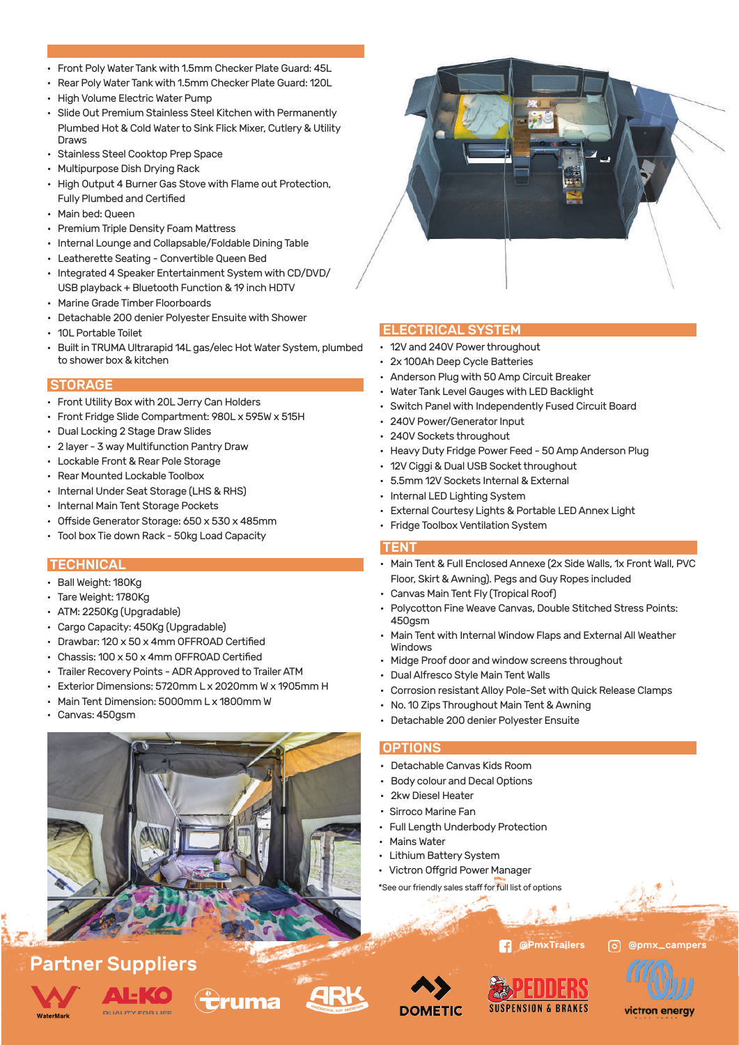- Front Poly Water Tank with 1.5mm Checker Plate Guard: 45L
- Rear Poly Water Tank with 1.5mm Checker Plate Guard: 120L
- High Volume Electric Water Pump
- Slide Out Premium Stainless Steel Kitchen with Permanently Plumbed Hot & Cold Water to Sink Flick Mixer, Cutlery & Utility Draws
- Stainless Steel Cooktop Prep Space
- Multipurpose Dish Drying Rack
- High Output 4 Burner Gas Stove with Flame out Protection, Fully Plumbed and Certified
- Main bed: Queen
- Premium Triple Density Foam Mattress
- Internal Lounge and Collapsable/Foldable Dining Table
- Leatherette Seating - Convertible Queen Bed
- Integrated 4 Speaker Entertainment System with CD/DVD/ USB playback + Bluetooth Function & 19 inch HDTV
- Marine Grade Timber Floorboards
- Detachable 200 denier Polyester Ensuite with Shower
- 10L Portable Toilet
- Built in TRUMA Ultrarapid 14L gas/elec Hot Water System, plumbed to shower box & kitchen

## STORAGE

- Front Utility Box with 20L Jerry Can Holders
- Front Fridge Slide Compartment: 980L x 595W x 515H
- Dual Locking 2 Stage Draw Slides
- 2 layer - 3 way Multifunction Pantry Draw
- Lockable Front & Rear Pole Storage
- Rear Mounted Lockable Toolbox
- Internal Under Seat Storage (LHS & RHS)
- Internal Main Tent Storage Pockets
- Offside Generator Storage: 650 x 530 x 485mm
- Tool box Tie down Rack - 50kg Load Capacity

## TECHNICAL

- Ball Weight: 180Kg
- Tare Weight: 1780Kg
- ATM: 2250Kg (Upgradable)
- Cargo Capacity: 450Kg (Upgradable)
- Drawbar: 120 x 50 x 4mm OFFROAD Certified
- Chassis: 100 x 50 x 4mm OFFROAD Certified
- Trailer Recovery Points - ADR Approved to Trailer ATM
- Exterior Dimensions: 5720mm L x 2020mm W x 1905mm H
- Main Tent Dimension: 5000mm L x 1800mm W
- Canvas: 450gsm

## ELECTRICAL SYSTEM

- 12V and 240V Power throughout
- 2x 100Ah Deep Cycle Batteries
- Anderson Plug with 50 Amp Circuit Breaker
- Water Tank Level Gauges with LED Backlight
- Switch Panel with Independently Fused Circuit Board
- 240V Power/Generator Input
- 240V Sockets throughout
- Heavy Duty Fridge Power Feed - 50 Amp Anderson Plug
- 12V Ciggi & Dual USB Socket throughout
- 5.5mm 12V Sockets Internal & External
- Internal LED Lighting System
- External Courtesy Lights & Portable LED Annex Light
- Fridge Toolbox Ventilation System

## TENT

- Main Tent & Full Enclosed Annexe (2x Side Walls, 1x Front Wall, PVC Floor, Skirt & Awning). Pegs and Guy Ropes included
- Canvas Main Tent Fly (Tropical Roof)
- Polycotton Fine Weave Canvas, Double Stitched Stress Points: 450gsm
- Main Tent with Internal Window Flaps and External All Weather Windows
- Midge Proof door and window screens throughout
- Dual Alfresco Style Main Tent Walls
- Corrosion resistant Alloy Pole-Set with Quick Release Clamps
- No. 10 Zips Throughout Main Tent & Awning
- Detachable 200 denier Polyester Ensuite

## OPTIONS

- Detachable Canvas Kids Room
- Body colour and Decal Options
- 2kw Diesel Heater
- Sirroco Marine Fan
- Full Length Underbody Protection
- Mains Water
- Lithium Battery System
- Victron Offgrid Power Manager

*See our friendly sales staff for full list of options

@PmxTrailers @pmx_campers

## Partner Suppliers

WaterMark, AL-KO, truma, ARK, DOMETIC, PEDDERS SUSPENSION & BRAKES, victron energy